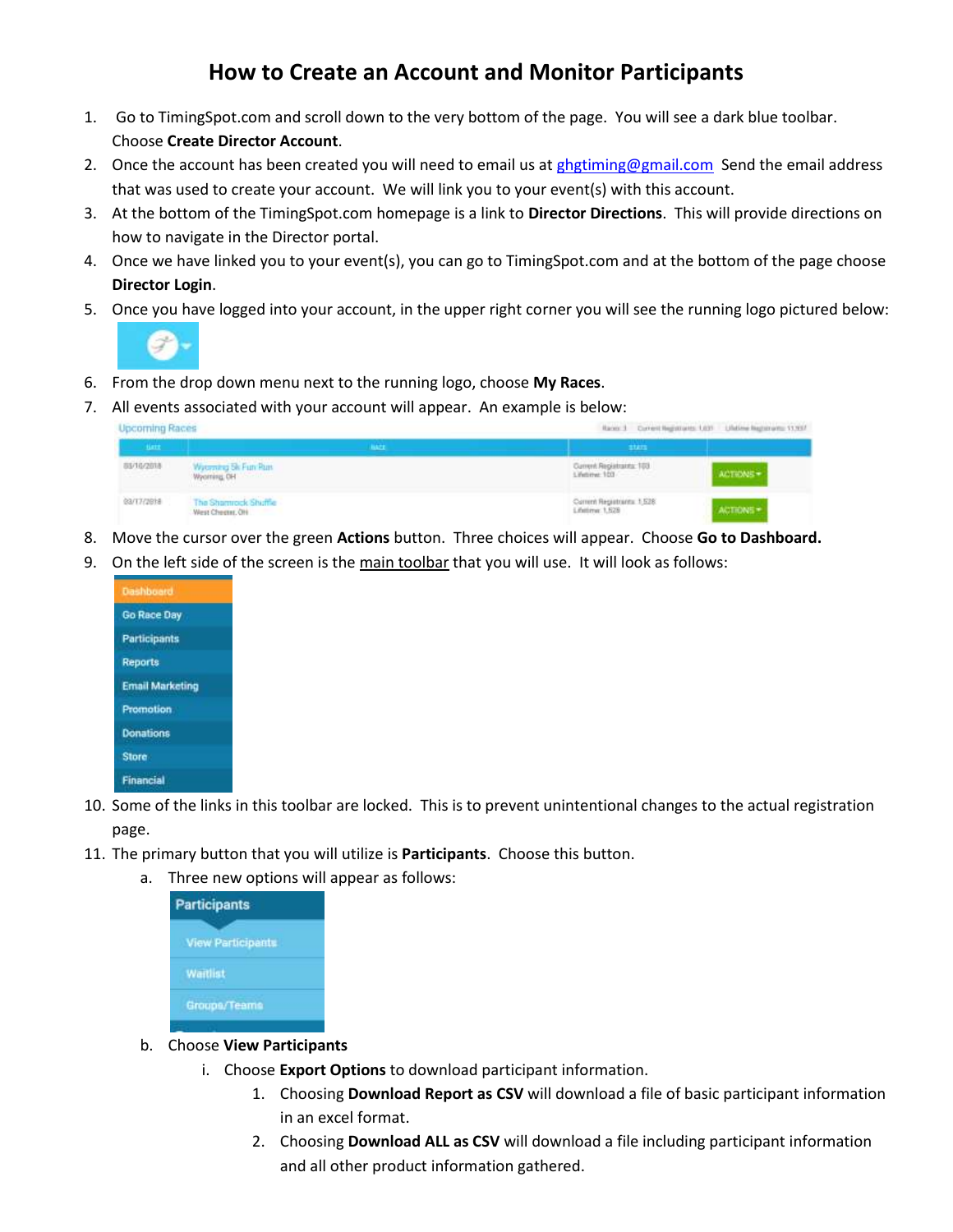# How to Create an Account and Monitor Participants

1. Go to TimingSpot.com and scroll down to the very bottom of the page. You will see a dark blue toolbar. Choose **Create Director Account**.
2. Once the account has been created you will need to email us at ghgtiming@gmail.com Send the email address that was used to create your account. We will link you to your event(s) with this account.
3. At the bottom of the TimingSpot.com homepage is a link to **Director Directions**. This will provide directions on how to navigate in the Director portal.
4. Once we have linked you to your event(s), you can go to TimingSpot.com and at the bottom of the page choose **Director Login**.
5. Once you have logged into your account, in the upper right corner you will see the running logo pictured below:
6. From the drop down menu next to the running logo, choose **My Races**.
7. All events associated with your account will appear. An example is below:
8. Move the cursor over the green **Actions** button. Three choices will appear. Choose **Go to Dashboard.**
9. On the left side of the screen is the main toolbar that you will use. It will look as follows:
10. Some of the links in this toolbar are locked. This is to prevent unintentional changes to the actual registration page.
11. The primary button that you will utilize is **Participants**. Choose this button.
    a. Three new options will appear as follows:
    b. Choose **View Participants**
        i. Choose **Export Options** to download participant information.
            1. Choosing **Download Report as CSV** will download a file of basic participant information in an excel format.
            2. Choosing **Download ALL as CSV** will download a file including participant information and all other product information gathered.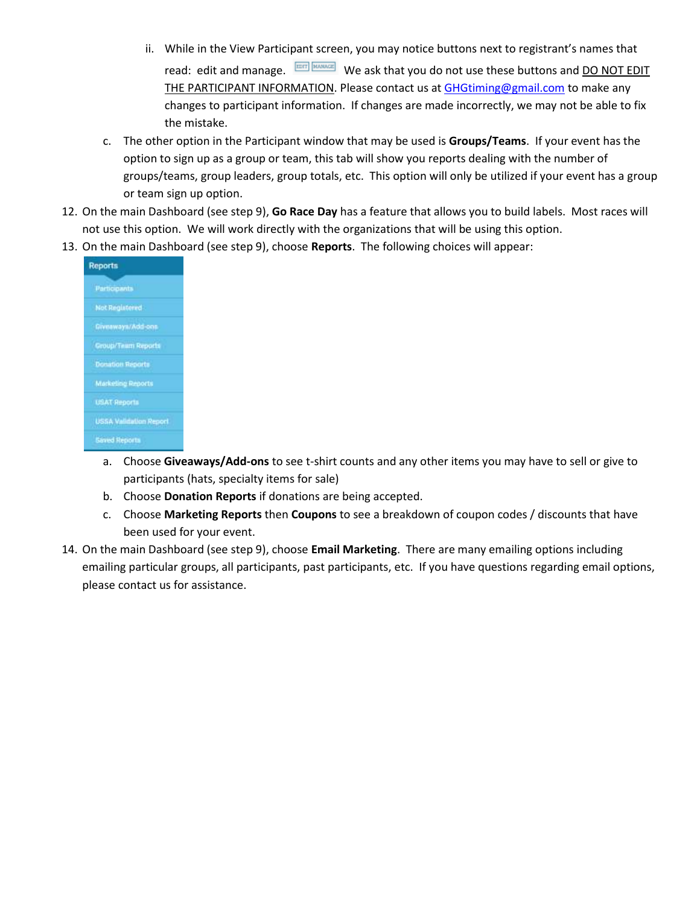ii. While in the View Participant screen, you may notice buttons next to registrant's names that read: edit and manage. EDIT MANAGE We ask that you do not use these buttons and DO NOT EDIT THE PARTICIPANT INFORMATION. Please contact us at GHGtiming@gmail.com to make any changes to participant information. If changes are made incorrectly, we may not be able to fix the mistake.

c. The other option in the Participant window that may be used is **Groups/Teams**. If your event has the option to sign up as a group or team, this tab will show you reports dealing with the number of groups/teams, group leaders, group totals, etc. This option will only be utilized if your event has a group or team sign up option.

12. On the main Dashboard (see step 9), **Go Race Day** has a feature that allows you to build labels. Most races will not use this option. We will work directly with the organizations that will be using this option.
13. On the main Dashboard (see step 9), choose **Reports**. The following choices will appear:

Reports
Participants
Not Registered
Giveaways/Add-ons
Group/Team Reports
Donation Reports
Marketing Reports
USAT Reports
USSA Validation Report
Saved Reports

   a. Choose **Giveaways/Add-ons** to see t-shirt counts and any other items you may have to sell or give to participants (hats, specialty items for sale)
   b. Choose **Donation Reports** if donations are being accepted.
   c. Choose **Marketing Reports** then **Coupons** to see a breakdown of coupon codes / discounts that have been used for your event.

14. On the main Dashboard (see step 9), choose **Email Marketing**. There are many emailing options including emailing particular groups, all participants, past participants, etc. If you have questions regarding email options, please contact us for assistance.